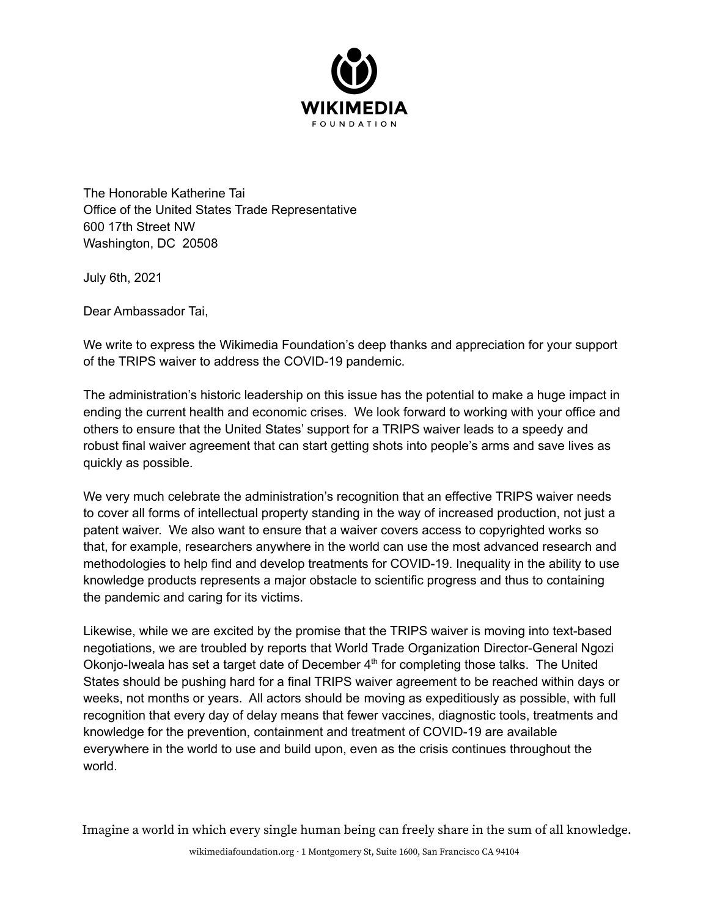The Honorable Katherine Tai
Office of the United States Trade Representative
600 17th Street NW
Washington, DC 20508

July 6th, 2021

Dear Ambassador Tai,

We write to express the Wikimedia Foundation's deep thanks and appreciation for your support of the TRIPS waiver to address the COVID-19 pandemic.

The administration's historic leadership on this issue has the potential to make a huge impact in ending the current health and economic crises. We look forward to working with your office and others to ensure that the United States' support for a TRIPS waiver leads to a speedy and robust final waiver agreement that can start getting shots into people's arms and save lives as quickly as possible.

We very much celebrate the administration's recognition that an effective TRIPS waiver needs to cover all forms of intellectual property standing in the way of increased production, not just a patent waiver. We also want to ensure that a waiver covers access to copyrighted works so that, for example, researchers anywhere in the world can use the most advanced research and methodologies to help find and develop treatments for COVID-19. Inequality in the ability to use knowledge products represents a major obstacle to scientific progress and thus to containing the pandemic and caring for its victims.

Likewise, while we are excited by the promise that the TRIPS waiver is moving into text-based negotiations, we are troubled by reports that World Trade Organization Director-General Ngozi Okonjo-Iweala has set a target date of December 4th for completing those talks. The United States should be pushing hard for a final TRIPS waiver agreement to be reached within days or weeks, not months or years. All actors should be moving as expeditiously as possible, with full recognition that every day of delay means that fewer vaccines, diagnostic tools, treatments and knowledge for the prevention, containment and treatment of COVID-19 are available everywhere in the world to use and build upon, even as the crisis continues throughout the world.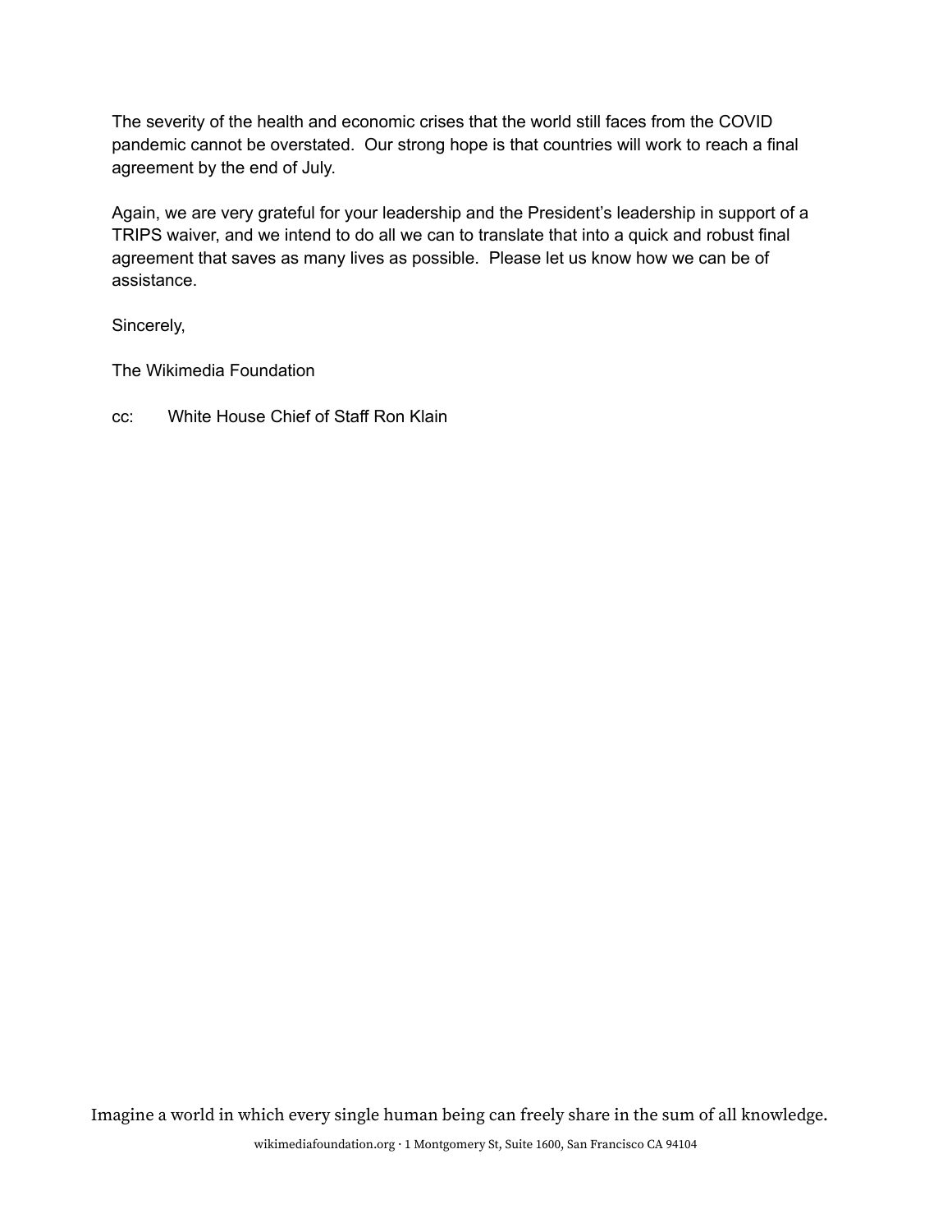The severity of the health and economic crises that the world still faces from the COVID pandemic cannot be overstated. Our strong hope is that countries will work to reach a final agreement by the end of July.

Again, we are very grateful for your leadership and the President's leadership in support of a TRIPS waiver, and we intend to do all we can to translate that into a quick and robust final agreement that saves as many lives as possible. Please let us know how we can be of assistance.

Sincerely,

The Wikimedia Foundation

cc: White House Chief of Staff Ron Klain